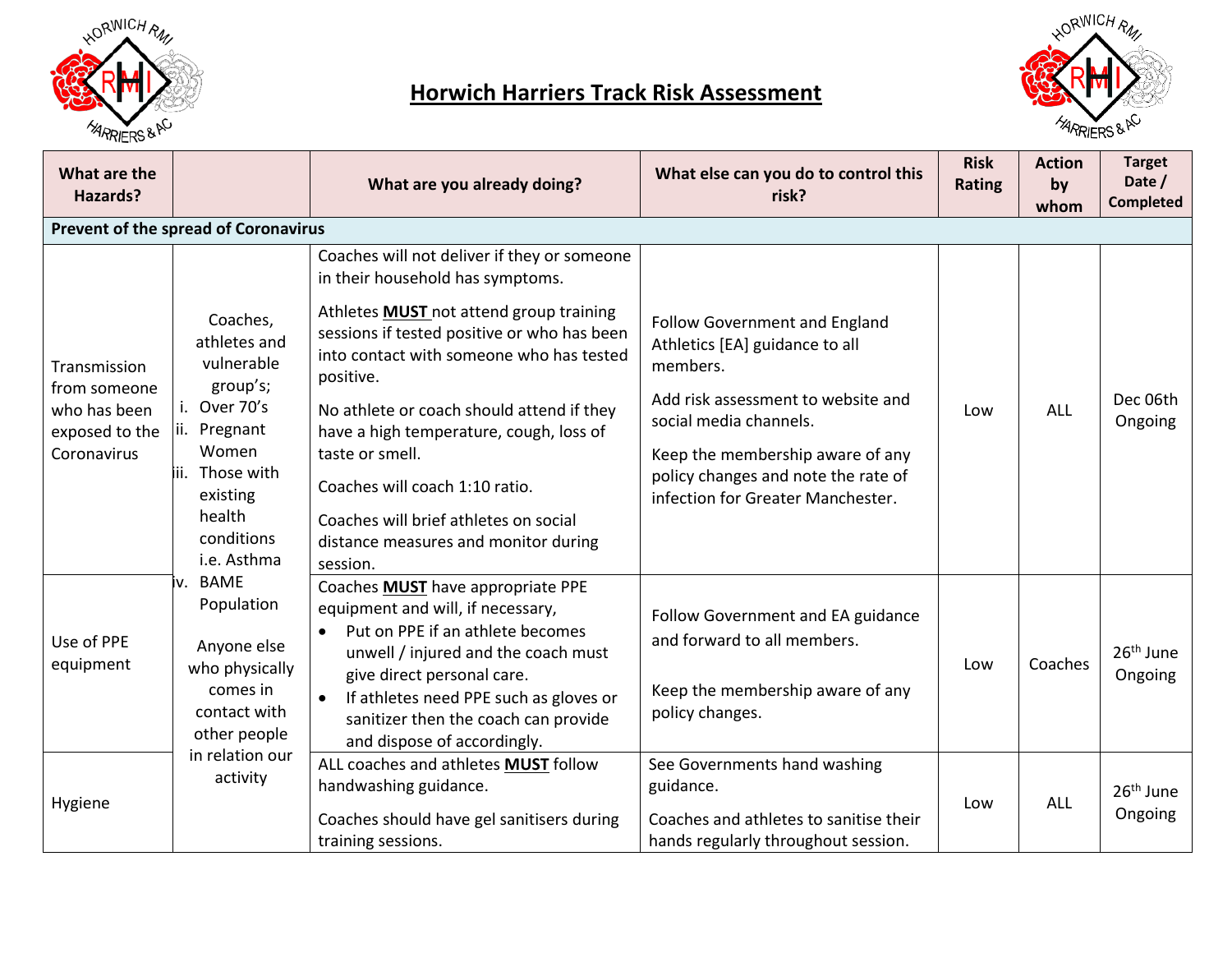# Horwich Harriers Track Risk Assessment

| What are the Hazards? | | What are you already doing? | What else can you do to control this risk? | Risk Rating | Action by whom | Target Date / Completed |
|---|---|---|---|---|---|---|
| **Prevent of the spread of Coronavirus** | | | | | | |
| Transmission from someone who has been exposed to the Coronavirus | Coaches, athletes and vulnerable group's; i. Over 70's ii. Pregnant Women iii. Those with existing health conditions i.e. Asthma iv. BAME Population<br><br>Anyone else who physically comes in contact with other people in relation our activity | Coaches will not deliver if they or someone in their household has symptoms.<br><br>Athletes **MUST** not attend group training sessions if tested positive or who has been into contact with someone who has tested positive.<br><br>No athlete or coach should attend if they have a high temperature, cough, loss of taste or smell.<br><br>Coaches will coach 1:10 ratio.<br><br>Coaches will brief athletes on social distance measures and monitor during session. | Follow Government and England Athletics [EA] guidance to all members.<br><br>Add risk assessment to website and social media channels.<br><br>Keep the membership aware of any policy changes and note the rate of infection for Greater Manchester. | Low | ALL | Dec 06th Ongoing |
| Use of PPE equipment | | Coaches **MUST** have appropriate PPE equipment and will, if necessary,<br>• Put on PPE if an athlete becomes unwell / injured and the coach must give direct personal care.<br>• If athletes need PPE such as gloves or sanitizer then the coach can provide and dispose of accordingly. | Follow Government and EA guidance and forward to all members.<br><br>Keep the membership aware of any policy changes. | Low | Coaches | 26th June Ongoing |
| Hygiene | | ALL coaches and athletes **MUST** follow handwashing guidance.<br><br>Coaches should have gel sanitisers during training sessions. | See Governments hand washing guidance.<br><br>Coaches and athletes to sanitise their hands regularly throughout session. | Low | ALL | 26th June Ongoing |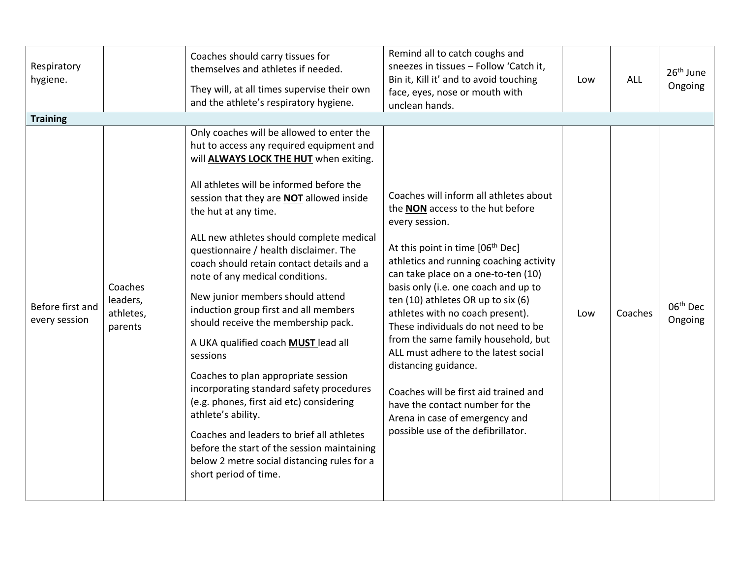| | | | | | | |
|---|---|---|---|---|---|---|
| Respiratory hygiene. | | Coaches should carry tissues for themselves and athletes if needed.<br><br>They will, at all times supervise their own and the athlete's respiratory hygiene. | Remind all to catch coughs and sneezes in tissues – Follow 'Catch it, Bin it, Kill it' and to avoid touching face, eyes, nose or mouth with unclean hands. | Low | ALL | 26th June Ongoing |
| **Training** | | | | | | |
| Before first and every session | Coaches leaders, athletes, parents | Only coaches will be allowed to enter the hut to access any required equipment and will **ALWAYS LOCK THE HUT** when exiting.<br><br>All athletes will be informed before the session that they are **NOT** allowed inside the hut at any time.<br><br>ALL new athletes should complete medical questionnaire / health disclaimer. The coach should retain contact details and a note of any medical conditions.<br><br>New junior members should attend induction group first and all members should receive the membership pack.<br><br>A UKA qualified coach **MUST** lead all sessions<br><br>Coaches to plan appropriate session incorporating standard safety procedures (e.g. phones, first aid etc) considering athlete's ability.<br><br>Coaches and leaders to brief all athletes before the start of the session maintaining below 2 metre social distancing rules for a short period of time. | Coaches will inform all athletes about the **NON** access to the hut before every session.<br><br>At this point in time [06th Dec] athletics and running coaching activity can take place on a one-to-ten (10) basis only (i.e. one coach and up to ten (10) athletes OR up to six (6) athletes with no coach present). These individuals do not need to be from the same family household, but ALL must adhere to the latest social distancing guidance.<br><br>Coaches will be first aid trained and have the contact number for the Arena in case of emergency and possible use of the defibrillator. | Low | Coaches | 06th Dec Ongoing |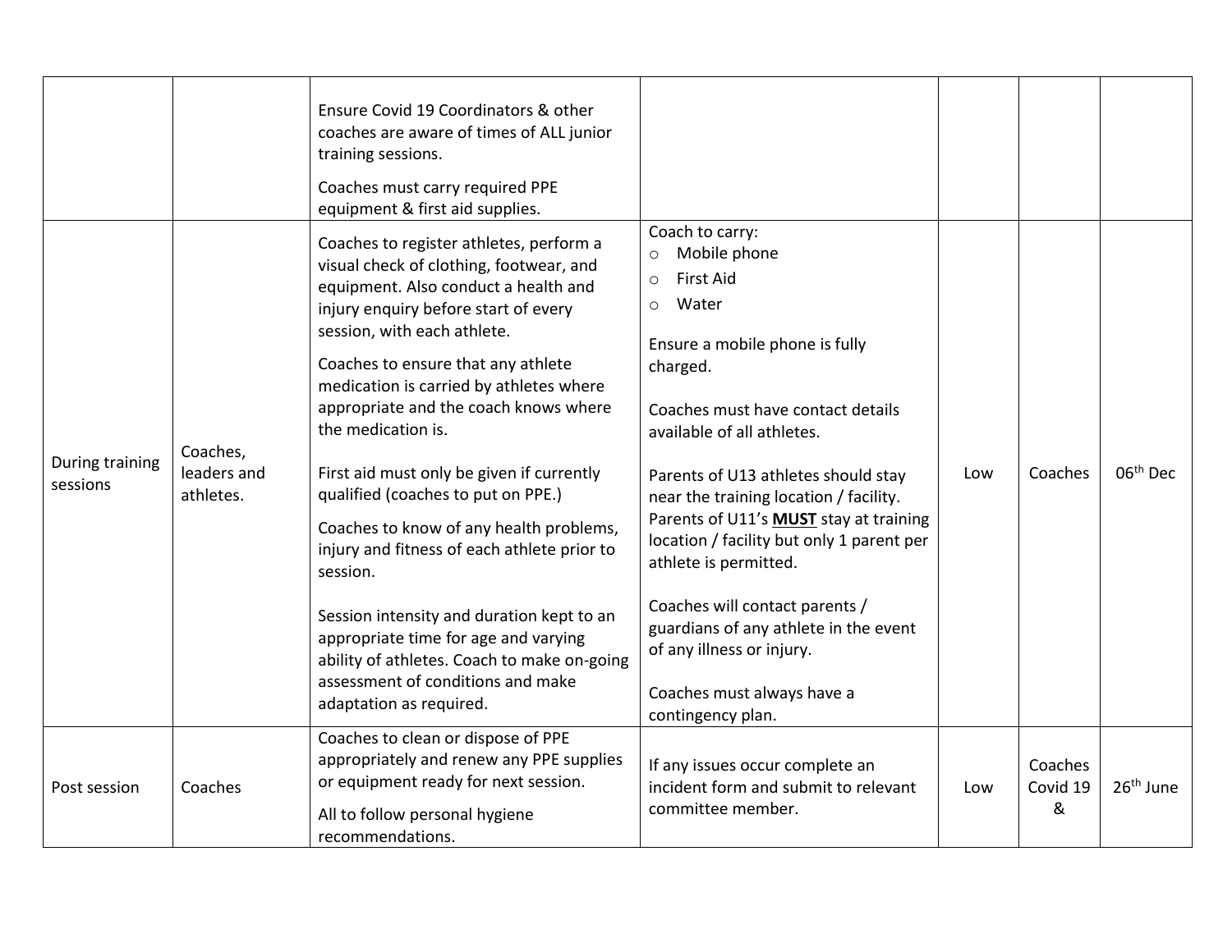| | | | | | | |
|---|---|---|---|---|---|---|
| | | Ensure Covid 19 Coordinators & other coaches are aware of times of ALL junior training sessions.<br><br>Coaches must carry required PPE equipment & first aid supplies. | | | | |
| During training sessions | Coaches, leaders and athletes. | Coaches to register athletes, perform a visual check of clothing, footwear, and equipment. Also conduct a health and injury enquiry before start of every session, with each athlete.<br><br>Coaches to ensure that any athlete medication is carried by athletes where appropriate and the coach knows where the medication is.<br><br>First aid must only be given if currently qualified (coaches to put on PPE.)<br><br>Coaches to know of any health problems, injury and fitness of each athlete prior to session.<br><br>Session intensity and duration kept to an appropriate time for age and varying ability of athletes. Coach to make on-going assessment of conditions and make adaptation as required. | Coach to carry:<br>○ Mobile phone<br>○ First Aid<br>○ Water<br><br>Ensure a mobile phone is fully charged.<br><br>Coaches must have contact details available of all athletes.<br><br>Parents of U13 athletes should stay near the training location / facility. Parents of U11's **MUST** stay at training location / facility but only 1 parent per athlete is permitted.<br><br>Coaches will contact parents / guardians of any athlete in the event of any illness or injury.<br><br>Coaches must always have a contingency plan. | Low | Coaches | 06th Dec |
| Post session | Coaches | Coaches to clean or dispose of PPE appropriately and renew any PPE supplies or equipment ready for next session.<br><br>All to follow personal hygiene recommendations. | If any issues occur complete an incident form and submit to relevant committee member. | Low | Coaches Covid 19 & | 26th June |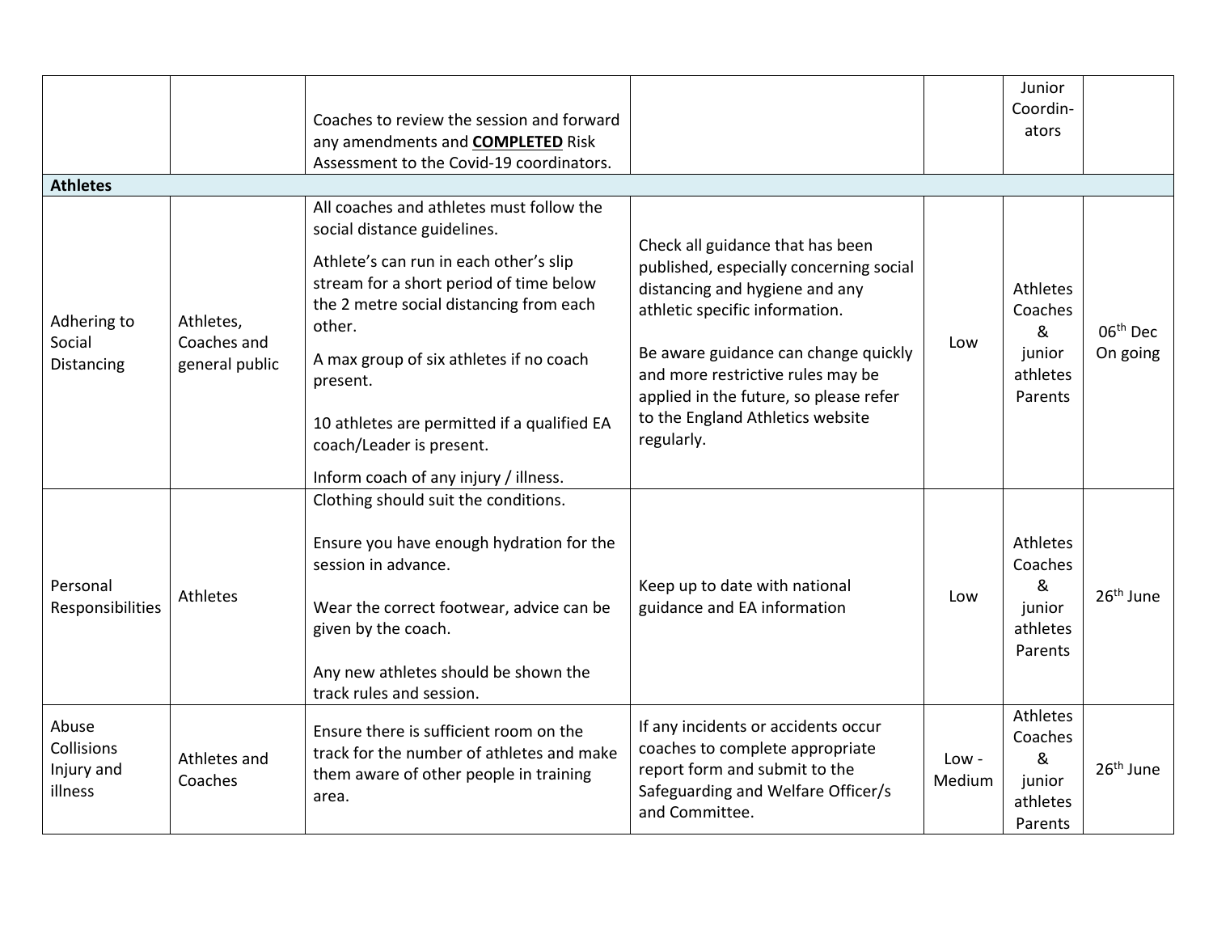| | | | | | | |
|---|---|---|---|---|---|---|
| | | Coaches to review the session and forward any amendments and **<u>COMPLETED</u>** Risk Assessment to the Covid-19 coordinators. | | | Junior Coordin-ators | |
| **Athletes** | | | | | | |
| Adhering to Social Distancing | Athletes, Coaches and general public | All coaches and athletes must follow the social distance guidelines.<br><br>Athlete's can run in each other's slip stream for a short period of time below the 2 metre social distancing from each other.<br><br>A max group of six athletes if no coach present.<br><br>10 athletes are permitted if a qualified EA coach/Leader is present.<br><br>Inform coach of any injury / illness. | Check all guidance that has been published, especially concerning social distancing and hygiene and any athletic specific information.<br><br>Be aware guidance can change quickly and more restrictive rules may be applied in the future, so please refer to the England Athletics website regularly. | Low | Athletes Coaches & junior athletes Parents | 06th Dec On going |
| Personal Responsibilities | Athletes | Clothing should suit the conditions.<br><br>Ensure you have enough hydration for the session in advance.<br><br>Wear the correct footwear, advice can be given by the coach.<br><br>Any new athletes should be shown the track rules and session. | Keep up to date with national guidance and EA information | Low | Athletes Coaches & junior athletes Parents | 26th June |
| Abuse Collisions Injury and illness | Athletes and Coaches | Ensure there is sufficient room on the track for the number of athletes and make them aware of other people in training area. | If any incidents or accidents occur coaches to complete appropriate report form and submit to the Safeguarding and Welfare Officer/s and Committee. | Low - Medium | Athletes Coaches & junior athletes Parents | 26th June |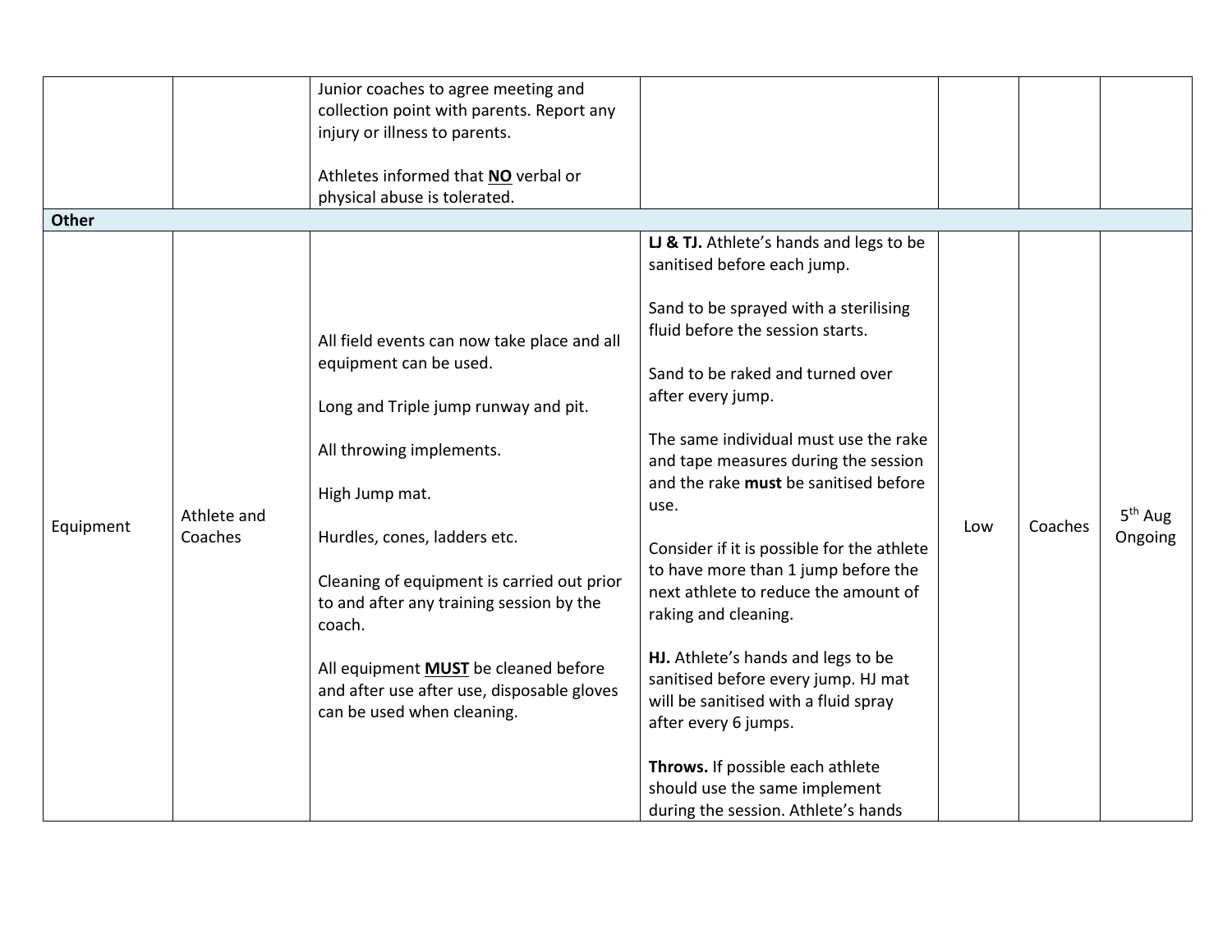| | | | | | | |
|---|---|---|---|---|---|---|
| | | Junior coaches to agree meeting and collection point with parents. Report any injury or illness to parents.<br><br>Athletes informed that <u>**NO**</u> verbal or physical abuse is tolerated. | | | | |
| **Other** | | | | | | |
| Equipment | Athlete and Coaches | All field events can now take place and all equipment can be used.<br><br>Long and Triple jump runway and pit.<br><br>All throwing implements.<br><br>High Jump mat.<br><br>Hurdles, cones, ladders etc.<br><br>Cleaning of equipment is carried out prior to and after any training session by the coach.<br><br>All equipment <u>**MUST**</u> be cleaned before and after use after use, disposable gloves can be used when cleaning. | **LJ & TJ.** Athlete's hands and legs to be sanitised before each jump.<br><br>Sand to be sprayed with a sterilising fluid before the session starts.<br><br>Sand to be raked and turned over after every jump.<br><br>The same individual must use the rake and tape measures during the session and the rake **must** be sanitised before use.<br><br>Consider if it is possible for the athlete to have more than 1 jump before the next athlete to reduce the amount of raking and cleaning.<br><br>**HJ.** Athlete's hands and legs to be sanitised before every jump. HJ mat will be sanitised with a fluid spray after every 6 jumps.<br><br>**Throws.** If possible each athlete should use the same implement during the session. Athlete's hands | Low | Coaches | 5th Aug Ongoing |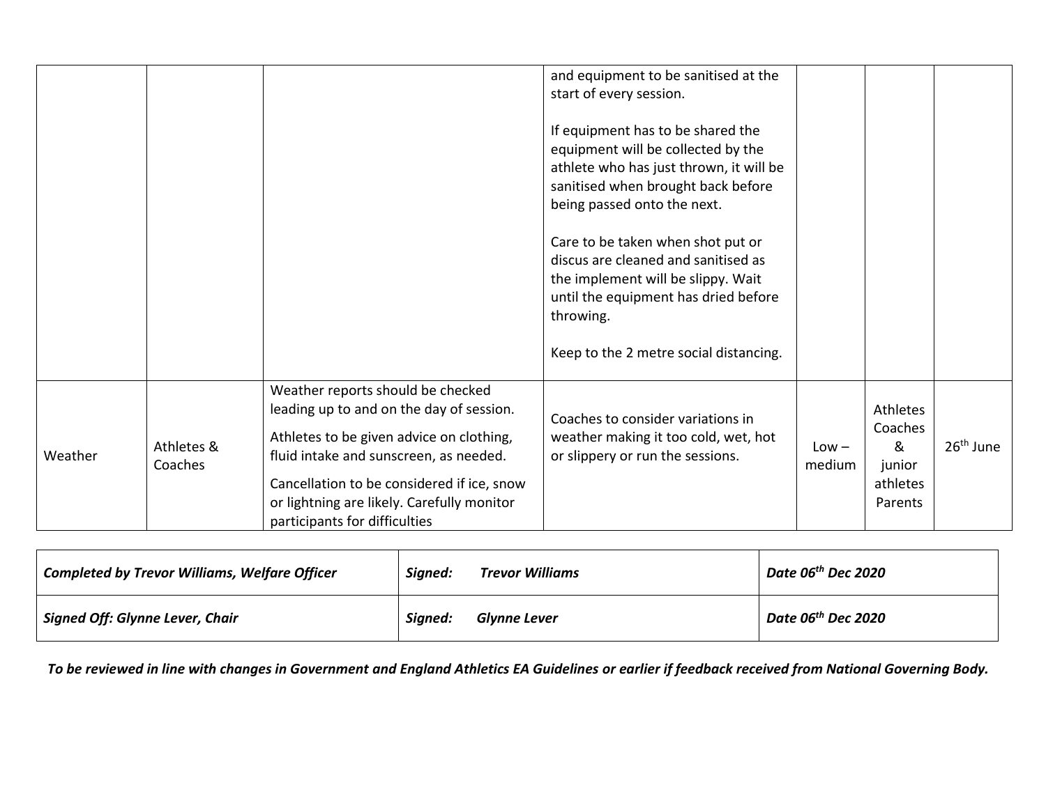| | | | | | | |
|---|---|---|---|---|---|---|
| | | | and equipment to be sanitised at the start of every session.<br><br>If equipment has to be shared the equipment will be collected by the athlete who has just thrown, it will be sanitised when brought back before being passed onto the next.<br><br>Care to be taken when shot put or discus are cleaned and sanitised as the implement will be slippy. Wait until the equipment has dried before throwing.<br><br>Keep to the 2 metre social distancing. | | | |
| Weather | Athletes & Coaches | Weather reports should be checked leading up to and on the day of session.<br><br>Athletes to be given advice on clothing, fluid intake and sunscreen, as needed.<br><br>Cancellation to be considered if ice, snow or lightning are likely. Carefully monitor participants for difficulties | Coaches to consider variations in weather making it too cold, wet, hot or slippery or run the sessions. | Low – medium | Athletes Coaches & junior athletes Parents | 26th June |

| | | |
|---|---|---|
| ***Completed by Trevor Williams, Welfare Officer*** | ***Signed: Trevor Williams*** | ***Date 06th Dec 2020*** |
| ***Signed Off: Glynne Lever, Chair*** | ***Signed: Glynne Lever*** | ***Date 06th Dec 2020*** |

***To be reviewed in line with changes in Government and England Athletics EA Guidelines or earlier if feedback received from National Governing Body.***